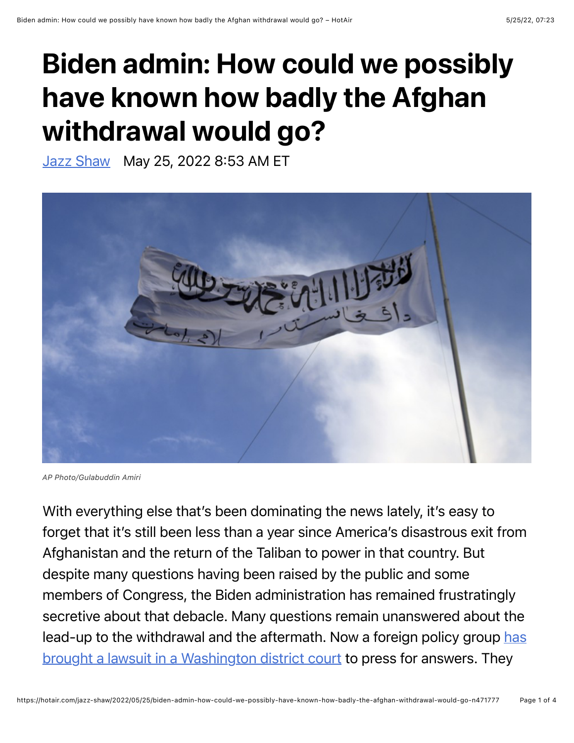# Biden admin: How could we possibly have known how badly the Afghan withdrawal would go?

[Jazz Shaw] May 25, 2022 8:53 AM ET

*AP Photo/Gulabuddin Amiri*

With everything else that's been dominating the news lately, it's easy to forget that it's still been less than a year since America's disastrous exit from Afghanistan and the return of the Taliban to power in that country. But despite many questions having been raised by the public and some members of Congress, the Biden administration has remained frustratingly secretive about that debacle. Many questions remain unanswered about the lead-up to the withdrawal and the aftermath. Now a foreign policy group [has brought a lawsuit in a Washington district court] to press for answers. They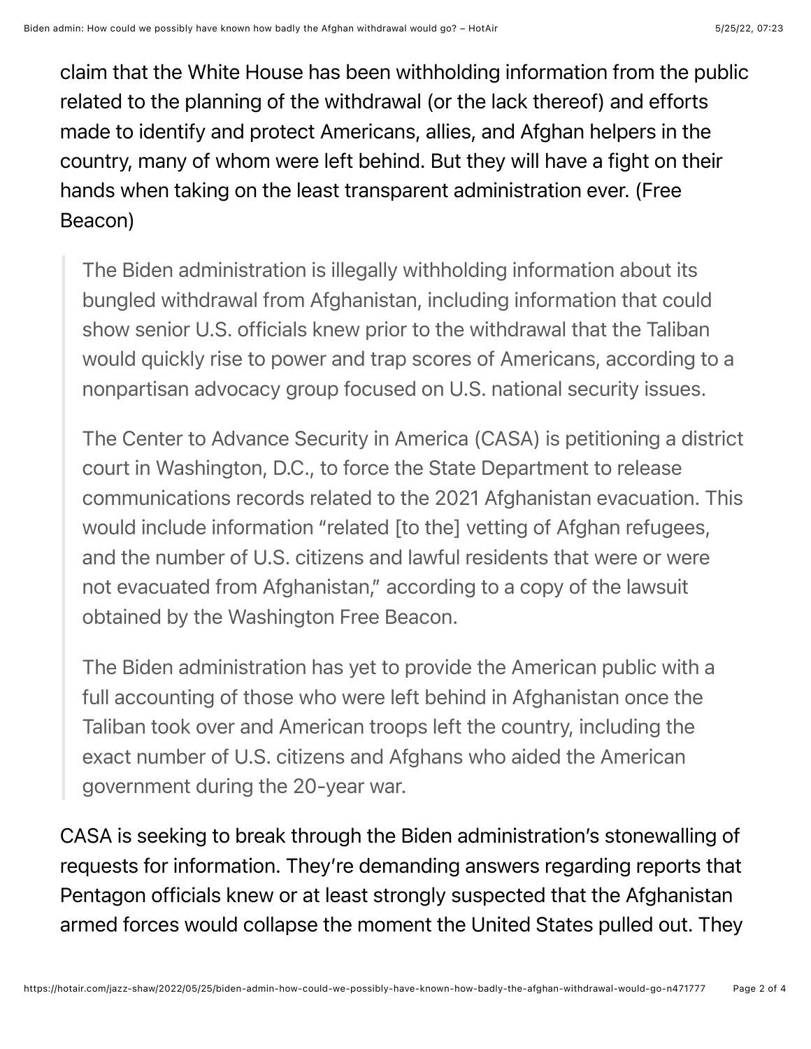claim that the White House has been withholding information from the public related to the planning of the withdrawal (or the lack thereof) and efforts made to identify and protect Americans, allies, and Afghan helpers in the country, many of whom were left behind. But they will have a fight on their hands when taking on the least transparent administration ever. (Free Beacon)

> The Biden administration is illegally withholding information about its bungled withdrawal from Afghanistan, including information that could show senior U.S. officials knew prior to the withdrawal that the Taliban would quickly rise to power and trap scores of Americans, according to a nonpartisan advocacy group focused on U.S. national security issues.
>
> The Center to Advance Security in America (CASA) is petitioning a district court in Washington, D.C., to force the State Department to release communications records related to the 2021 Afghanistan evacuation. This would include information "related [to the] vetting of Afghan refugees, and the number of U.S. citizens and lawful residents that were or were not evacuated from Afghanistan," according to a copy of the lawsuit obtained by the Washington Free Beacon.
>
> The Biden administration has yet to provide the American public with a full accounting of those who were left behind in Afghanistan once the Taliban took over and American troops left the country, including the exact number of U.S. citizens and Afghans who aided the American government during the 20-year war.

CASA is seeking to break through the Biden administration's stonewalling of requests for information. They're demanding answers regarding reports that Pentagon officials knew or at least strongly suspected that the Afghanistan armed forces would collapse the moment the United States pulled out. They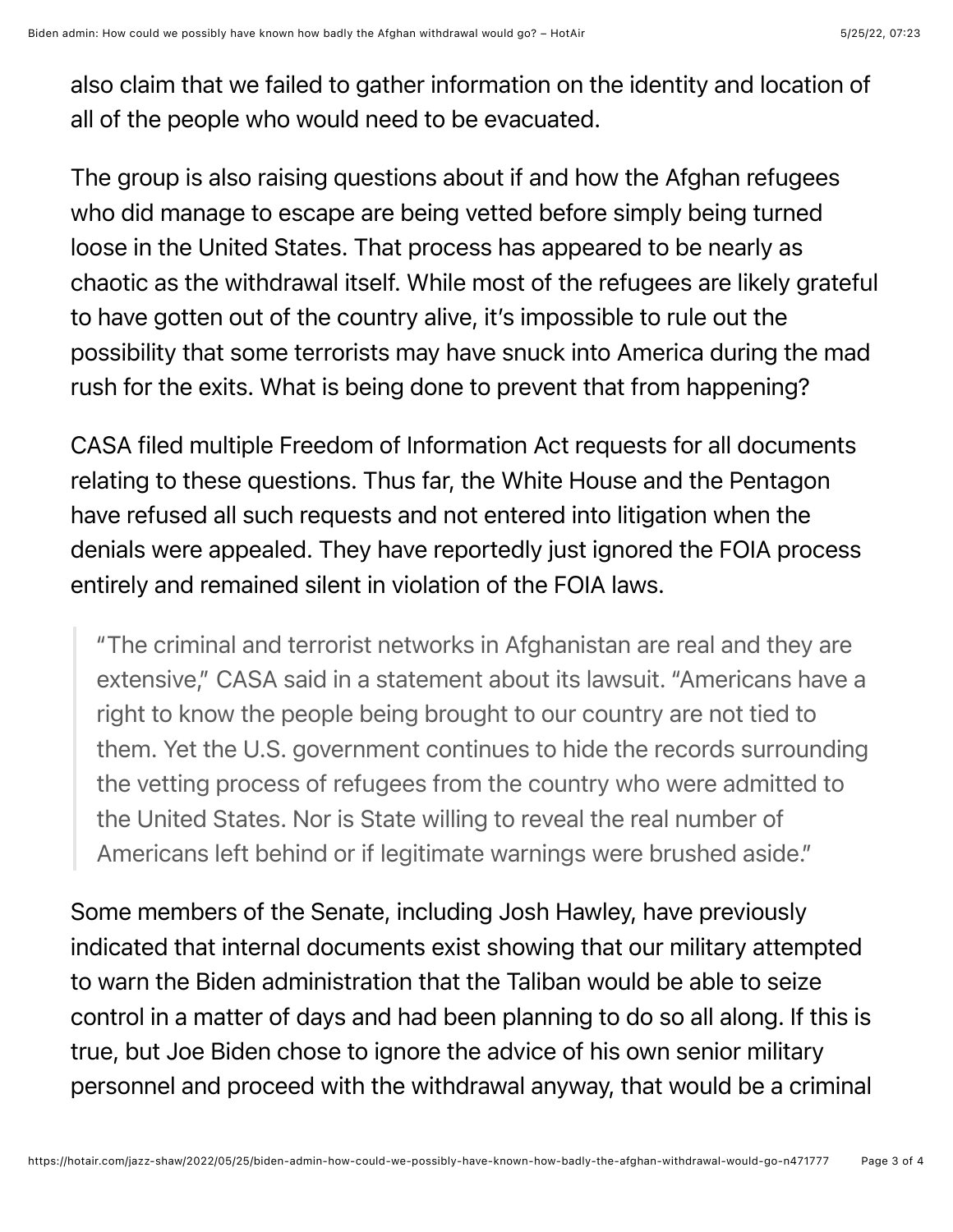also claim that we failed to gather information on the identity and location of all of the people who would need to be evacuated.

The group is also raising questions about if and how the Afghan refugees who did manage to escape are being vetted before simply being turned loose in the United States. That process has appeared to be nearly as chaotic as the withdrawal itself. While most of the refugees are likely grateful to have gotten out of the country alive, it's impossible to rule out the possibility that some terrorists may have snuck into America during the mad rush for the exits. What is being done to prevent that from happening?

CASA filed multiple Freedom of Information Act requests for all documents relating to these questions. Thus far, the White House and the Pentagon have refused all such requests and not entered into litigation when the denials were appealed. They have reportedly just ignored the FOIA process entirely and remained silent in violation of the FOIA laws.

> "The criminal and terrorist networks in Afghanistan are real and they are extensive," CASA said in a statement about its lawsuit. "Americans have a right to know the people being brought to our country are not tied to them. Yet the U.S. government continues to hide the records surrounding the vetting process of refugees from the country who were admitted to the United States. Nor is State willing to reveal the real number of Americans left behind or if legitimate warnings were brushed aside."

Some members of the Senate, including Josh Hawley, have previously indicated that internal documents exist showing that our military attempted to warn the Biden administration that the Taliban would be able to seize control in a matter of days and had been planning to do so all along. If this is true, but Joe Biden chose to ignore the advice of his own senior military personnel and proceed with the withdrawal anyway, that would be a criminal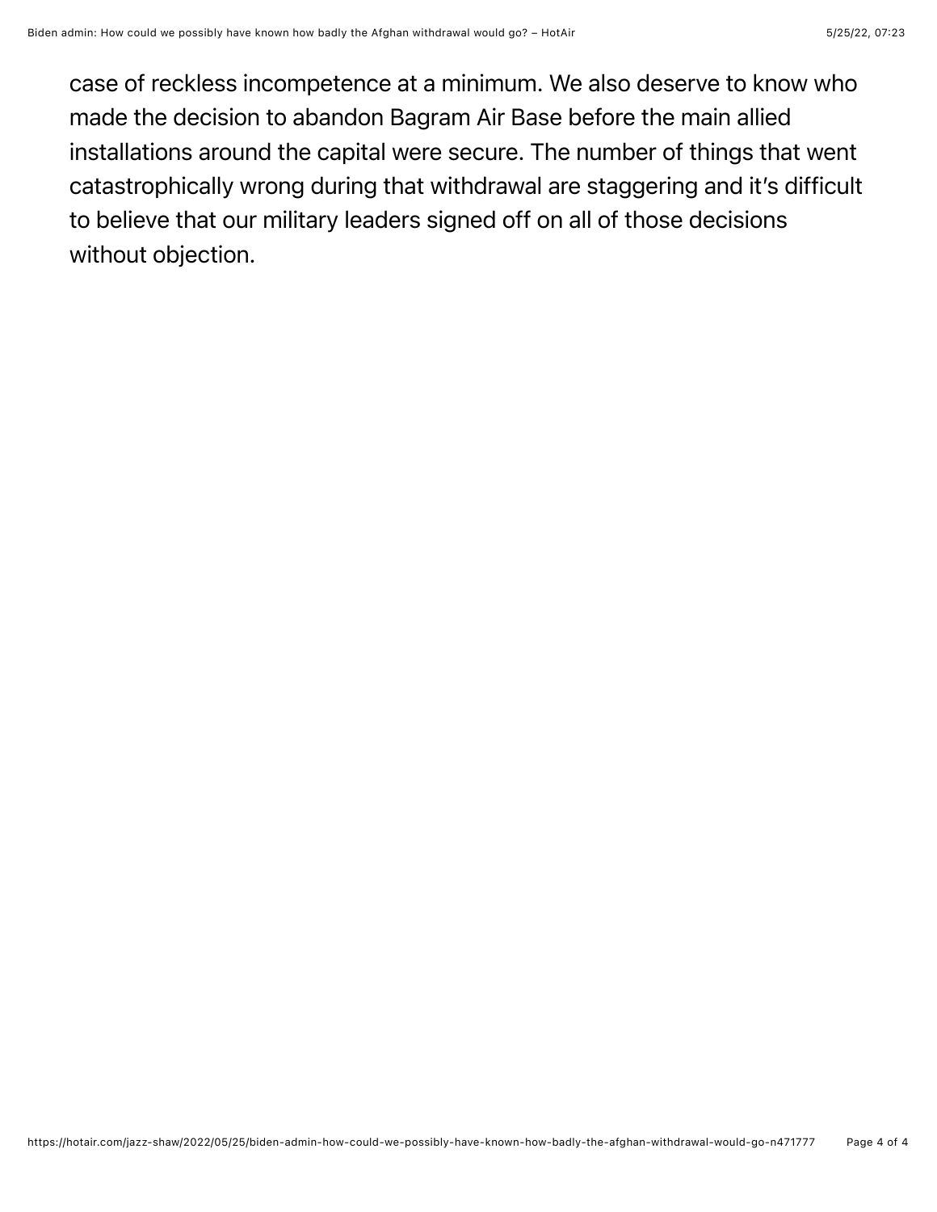case of reckless incompetence at a minimum. We also deserve to know who made the decision to abandon Bagram Air Base before the main allied installations around the capital were secure. The number of things that went catastrophically wrong during that withdrawal are staggering and it's difficult to believe that our military leaders signed off on all of those decisions without objection.